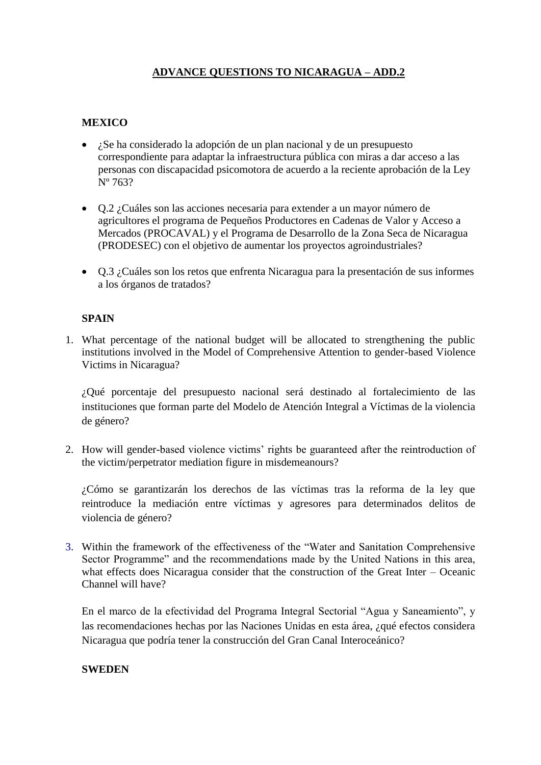# ADVANCE QUESTIONS TO NICARAGUA – ADD.2

## MEXICO

- ¿Se ha considerado la adopción de un plan nacional y de un presupuesto correspondiente para adaptar la infraestructura pública con miras a dar acceso a las personas con discapacidad psicomotora de acuerdo a la reciente aprobación de la Ley Nº 763?

- Q.2 ¿Cuáles son las acciones necesaria para extender a un mayor número de agricultores el programa de Pequeños Productores en Cadenas de Valor y Acceso a Mercados (PROCAVAL) y el Programa de Desarrollo de la Zona Seca de Nicaragua (PRODESEC) con el objetivo de aumentar los proyectos agroindustriales?

- Q.3 ¿Cuáles son los retos que enfrenta Nicaragua para la presentación de sus informes a los órganos de tratados?

## SPAIN

1. What percentage of the national budget will be allocated to strengthening the public institutions involved in the Model of Comprehensive Attention to gender-based Violence Victims in Nicaragua?

   ¿Qué porcentaje del presupuesto nacional será destinado al fortalecimiento de las instituciones que forman parte del Modelo de Atención Integral a Víctimas de la violencia de género?

2. How will gender-based violence victims' rights be guaranteed after the reintroduction of the victim/perpetrator mediation figure in misdemeanours?

   ¿Cómo se garantizarán los derechos de las víctimas tras la reforma de la ley que reintroduce la mediación entre víctimas y agresores para determinados delitos de violencia de género?

3. Within the framework of the effectiveness of the "Water and Sanitation Comprehensive Sector Programme" and the recommendations made by the United Nations in this area, what effects does Nicaragua consider that the construction of the Great Inter – Oceanic Channel will have?

   En el marco de la efectividad del Programa Integral Sectorial "Agua y Saneamiento", y las recomendaciones hechas por las Naciones Unidas en esta área, ¿qué efectos considera Nicaragua que podría tener la construcción del Gran Canal Interoceánico?

## SWEDEN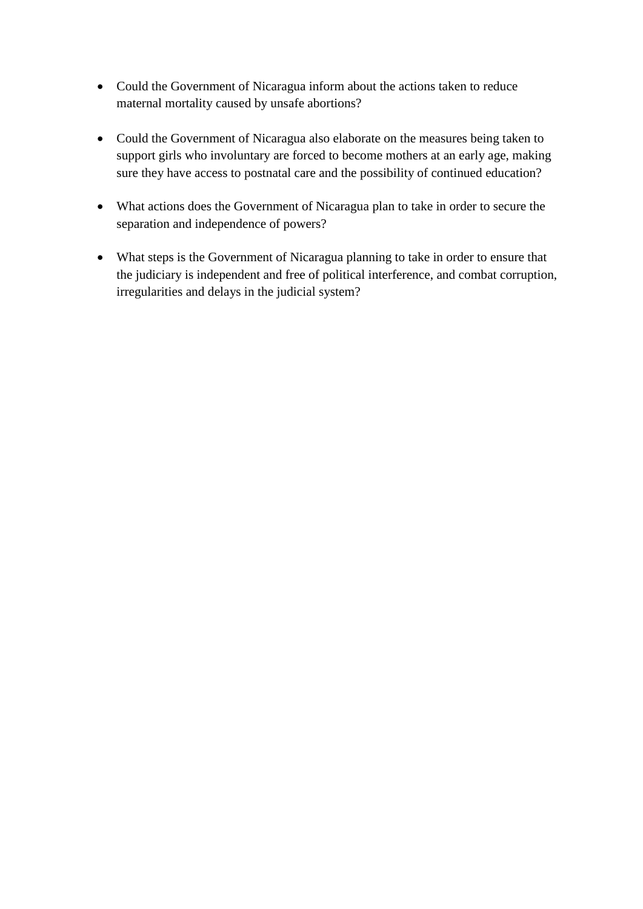- Could the Government of Nicaragua inform about the actions taken to reduce maternal mortality caused by unsafe abortions?

- Could the Government of Nicaragua also elaborate on the measures being taken to support girls who involuntary are forced to become mothers at an early age, making sure they have access to postnatal care and the possibility of continued education?

- What actions does the Government of Nicaragua plan to take in order to secure the separation and independence of powers?

- What steps is the Government of Nicaragua planning to take in order to ensure that the judiciary is independent and free of political interference, and combat corruption, irregularities and delays in the judicial system?